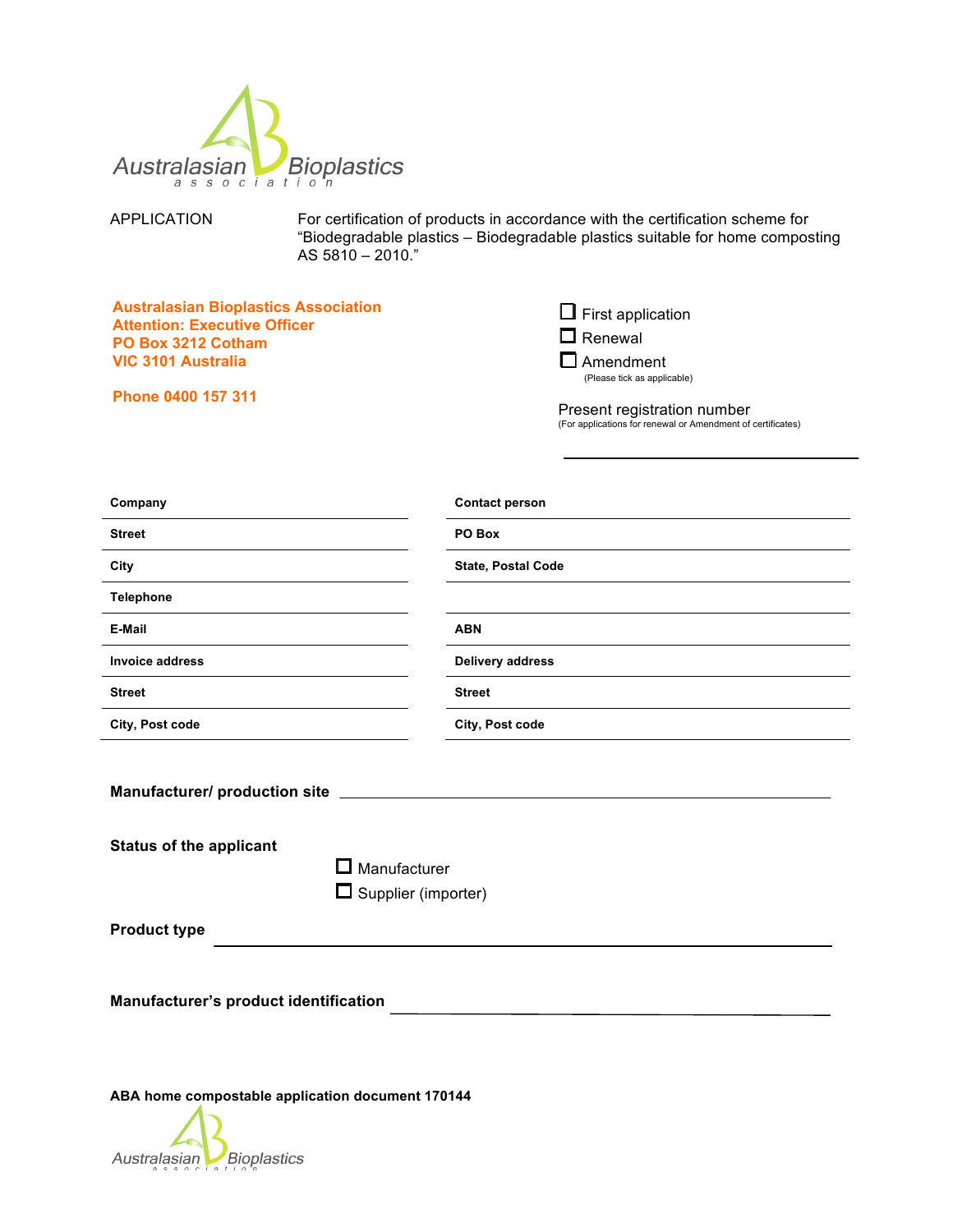Australasian Bioplastics association

APPLICATION

For certification of products in accordance with the certification scheme for "Biodegradable plastics – Biodegradable plastics suitable for home composting AS 5810 – 2010."

**Australasian Bioplastics Association**
**Attention: Executive Officer**
**PO Box 3212 Cotham**
**VIC 3101 Australia**

**Phone 0400 157 311**

☐ First application
☐ Renewal
☐ Amendment
(Please tick as applicable)

Present registration number
(For applications for renewal or Amendment of certificates)

\_\_\_\_\_\_\_\_\_\_\_\_\_\_\_\_\_\_\_\_\_\_\_\_\_\_\_\_\_\_

| | |
|---|---|
| **Company** | **Contact person** |
| **Street** | **PO Box** |
| **City** | **State, Postal Code** |
| **Telephone** | |
| **E-Mail** | **ABN** |
| **Invoice address** | **Delivery address** |
| **Street** | **Street** |
| **City, Post code** | **City, Post code** |

**Manufacturer/ production site** \_\_\_\_\_\_\_\_\_\_\_\_\_\_\_\_\_\_\_\_\_\_\_\_\_\_\_\_\_\_

**Status of the applicant**

☐ Manufacturer
☐ Supplier (importer)

**Product type** \_\_\_\_\_\_\_\_\_\_\_\_\_\_\_\_\_\_\_\_\_\_\_\_\_\_\_\_\_\_

**Manufacturer's product identification** \_\_\_\_\_\_\_\_\_\_\_\_\_\_\_\_\_\_\_\_\_\_\_\_\_\_\_\_\_\_

**ABA home compostable application document 170144**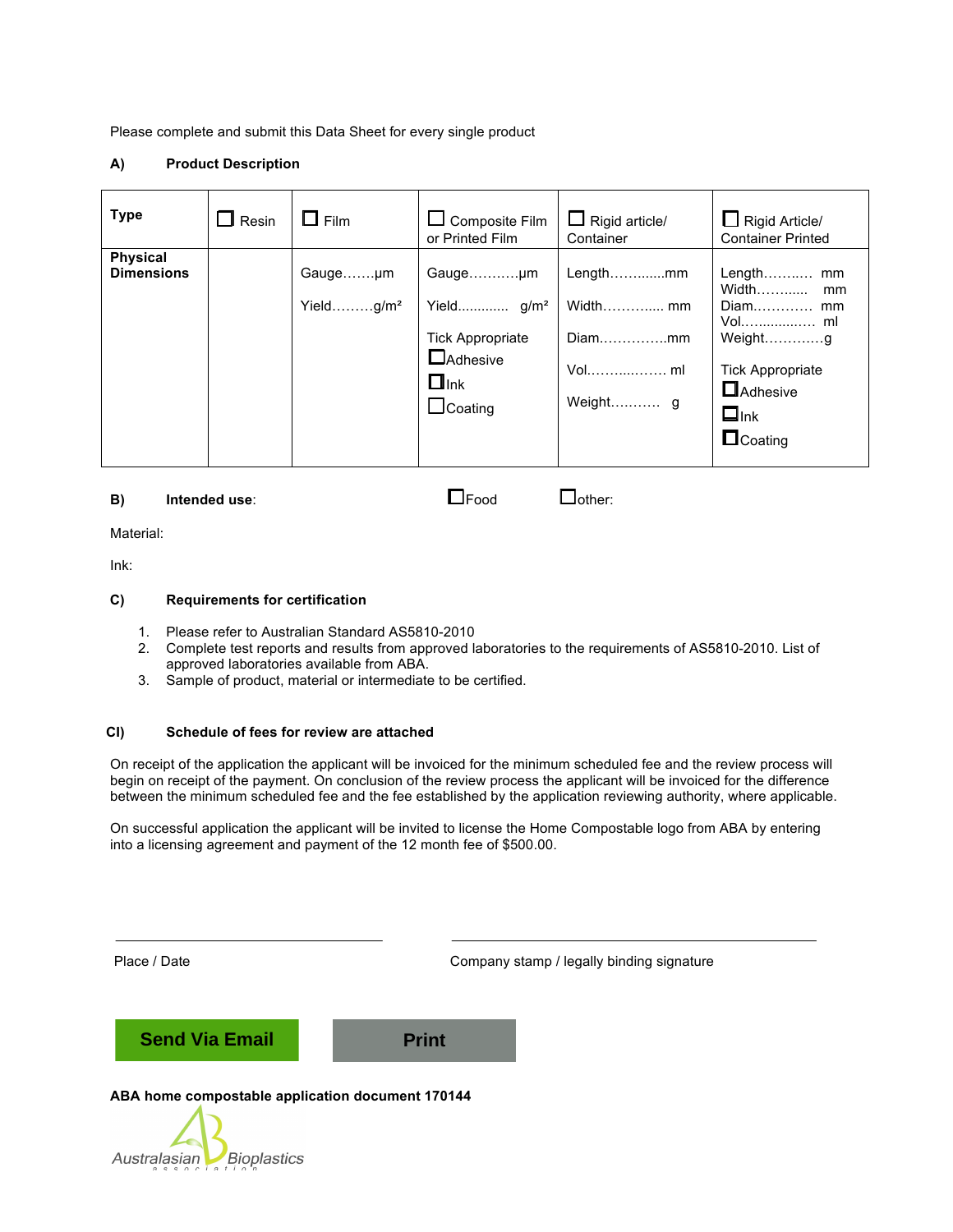Please complete and submit this Data Sheet for every single product

**A) Product Description**

| | | | | | |
|---|---|---|---|---|---|
| **Type** | ☐ Resin | ☐ Film | ☐ Composite Film or Printed Film | ☐ Rigid article/ Container | ☐ Rigid Article/ Container Printed |
| **Physical Dimensions** | | Gauge…….µm<br><br>Yield………g/m² | Gauge………..µm<br><br>Yield............ g/m²<br><br>Tick Appropriate<br>☐Adhesive<br>☐Ink<br>☐Coating | Length…….......mm<br><br>Width………..... mm<br><br>Diam…………...mm<br><br>Vol……....…… ml<br><br>Weight……….. g | Length……..… mm<br>Width……..... mm<br>Diam………… mm<br>Vol…..........…. ml<br>Weight………….g<br><br>Tick Appropriate<br>☐Adhesive<br>☐Ink<br>☐Coating |

**B) Intended use**: ☐Food ☐other:

Material:

Ink:

**C) Requirements for certification**

1. Please refer to Australian Standard AS5810-2010
2. Complete test reports and results from approved laboratories to the requirements of AS5810-2010. List of approved laboratories available from ABA.
3. Sample of product, material or intermediate to be certified.

**CI) Schedule of fees for review are attached**

On receipt of the application the applicant will be invoiced for the minimum scheduled fee and the review process will begin on receipt of the payment. On conclusion of the review process the applicant will be invoiced for the difference between the minimum scheduled fee and the fee established by the application reviewing authority, where applicable.

On successful application the applicant will be invited to license the Home Compostable logo from ABA by entering into a licensing agreement and payment of the 12 month fee of $500.00.

\_\_\_\_\_\_\_\_\_\_\_\_\_\_\_\_\_\_\_\_\_\_\_\_\_\_\_\_ \_\_\_\_\_\_\_\_\_\_\_\_\_\_\_\_\_\_\_\_\_\_\_\_\_\_\_\_\_\_\_\_\_\_\_\_

Place / Date Company stamp / legally binding signature

Send Via Email Print

**ABA home compostable application document 170144**

Australasian Bioplastics association